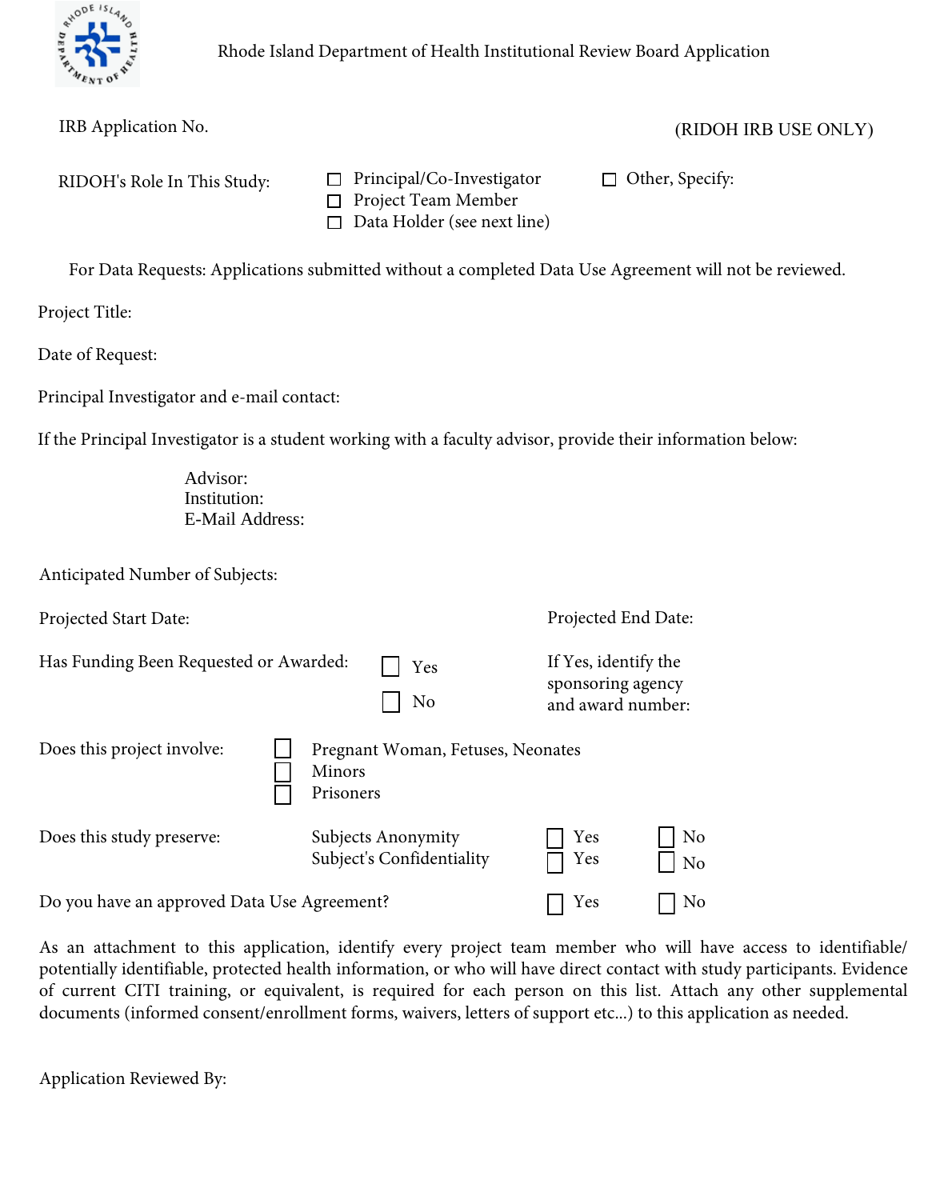# Rhode Island Department of Health Institutional Review Board Application

IRB Application No. (RIDOH IRB USE ONLY)

RIDOH's Role In This Study:

- ☐ Principal/Co-Investigator
- ☐ Project Team Member
- ☐ Data Holder (see next line)
- ☐ Other, Specify:

For Data Requests: Applications submitted without a completed Data Use Agreement will not be reviewed.

Project Title:

Date of Request:

Principal Investigator and e-mail contact:

If the Principal Investigator is a student working with a faculty advisor, provide their information below:

Advisor:
Institution:
E-Mail Address:

Anticipated Number of Subjects:

Projected Start Date: Projected End Date:

Has Funding Been Requested or Awarded: ☐ Yes ☐ No

If Yes, identify the sponsoring agency and award number:

Does this project involve:

- ☐ Pregnant Woman, Fetuses, Neonates
- ☐ Minors
- ☐ Prisoners

Does this study preserve:

| | | |
|---|---|---|
| Subjects Anonymity | ☐ Yes | ☐ No |
| Subject's Confidentiality | ☐ Yes | ☐ No |

Do you have an approved Data Use Agreement? ☐ Yes ☐ No

As an attachment to this application, identify every project team member who will have access to identifiable/ potentially identifiable, protected health information, or who will have direct contact with study participants. Evidence of current CITI training, or equivalent, is required for each person on this list. Attach any other supplemental documents (informed consent/enrollment forms, waivers, letters of support etc...) to this application as needed.

Application Reviewed By: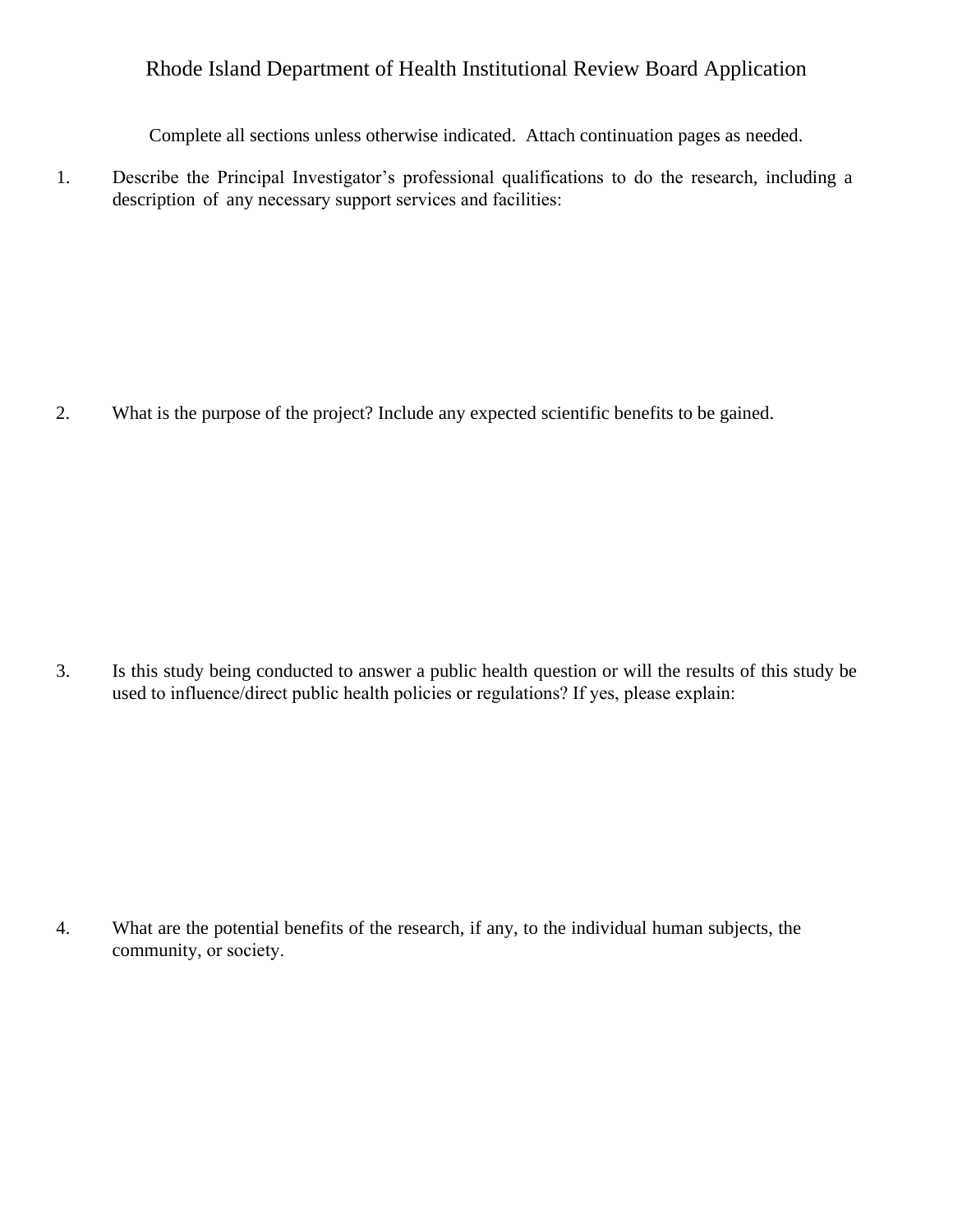# Rhode Island Department of Health Institutional Review Board Application

Complete all sections unless otherwise indicated. Attach continuation pages as needed.

1. Describe the Principal Investigator's professional qualifications to do the research, including a description of any necessary support services and facilities:

2. What is the purpose of the project? Include any expected scientific benefits to be gained.

3. Is this study being conducted to answer a public health question or will the results of this study be used to influence/direct public health policies or regulations? If yes, please explain:

4. What are the potential benefits of the research, if any, to the individual human subjects, the community, or society.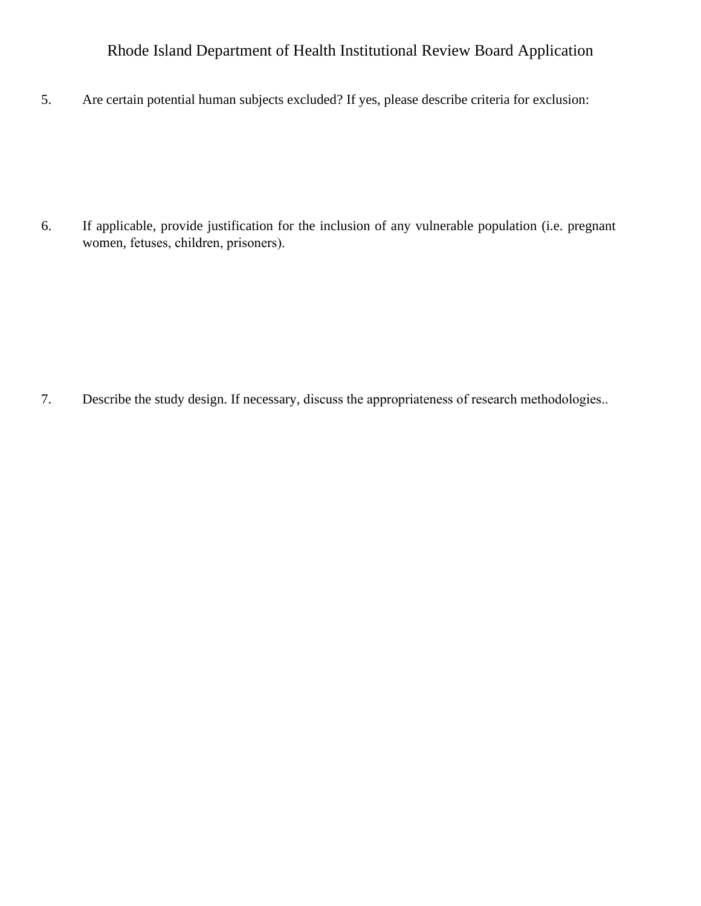Rhode Island Department of Health Institutional Review Board Application

5. Are certain potential human subjects excluded? If yes, please describe criteria for exclusion:

6. If applicable, provide justification for the inclusion of any vulnerable population (i.e. pregnant women, fetuses, children, prisoners).

7. Describe the study design. If necessary, discuss the appropriateness of research methodologies..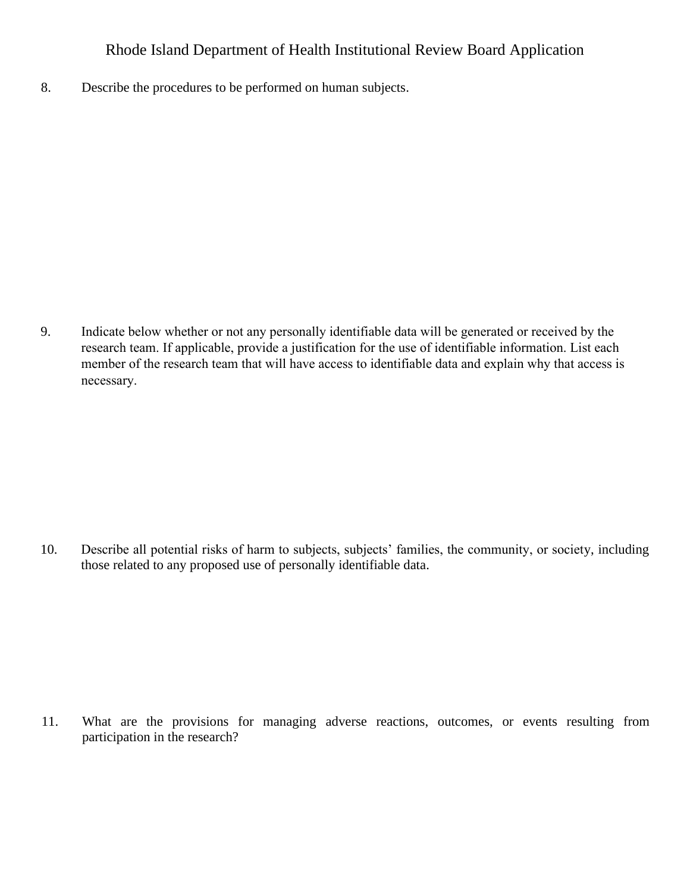# Rhode Island Department of Health Institutional Review Board Application

8. Describe the procedures to be performed on human subjects.

9. Indicate below whether or not any personally identifiable data will be generated or received by the research team. If applicable, provide a justification for the use of identifiable information. List each member of the research team that will have access to identifiable data and explain why that access is necessary.

10. Describe all potential risks of harm to subjects, subjects' families, the community, or society, including those related to any proposed use of personally identifiable data.

11. What are the provisions for managing adverse reactions, outcomes, or events resulting from participation in the research?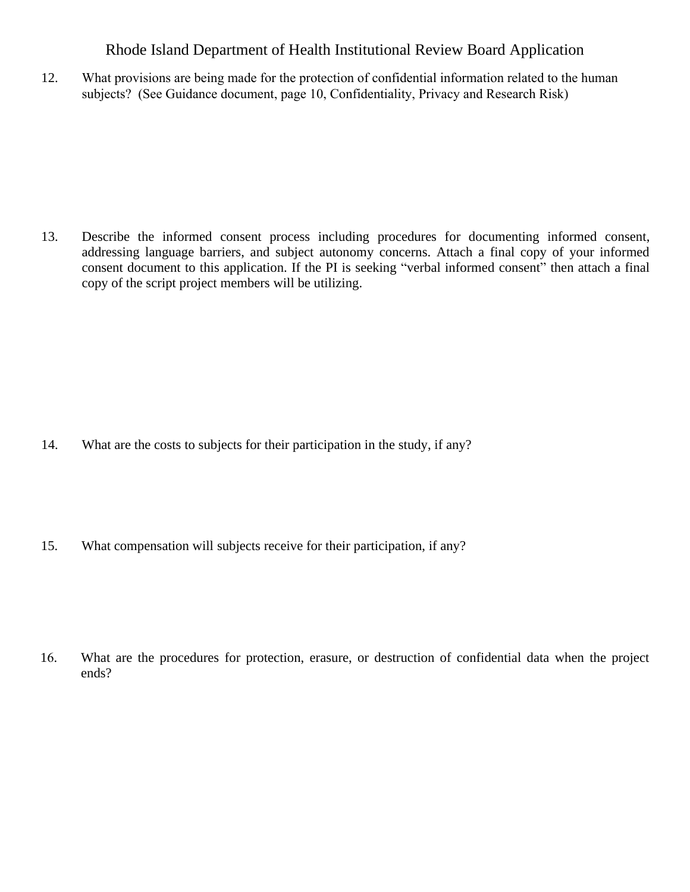Rhode Island Department of Health Institutional Review Board Application

12. What provisions are being made for the protection of confidential information related to the human subjects? (See Guidance document, page 10, Confidentiality, Privacy and Research Risk)

13. Describe the informed consent process including procedures for documenting informed consent, addressing language barriers, and subject autonomy concerns. Attach a final copy of your informed consent document to this application. If the PI is seeking "verbal informed consent" then attach a final copy of the script project members will be utilizing.

14. What are the costs to subjects for their participation in the study, if any?

15. What compensation will subjects receive for their participation, if any?

16. What are the procedures for protection, erasure, or destruction of confidential data when the project ends?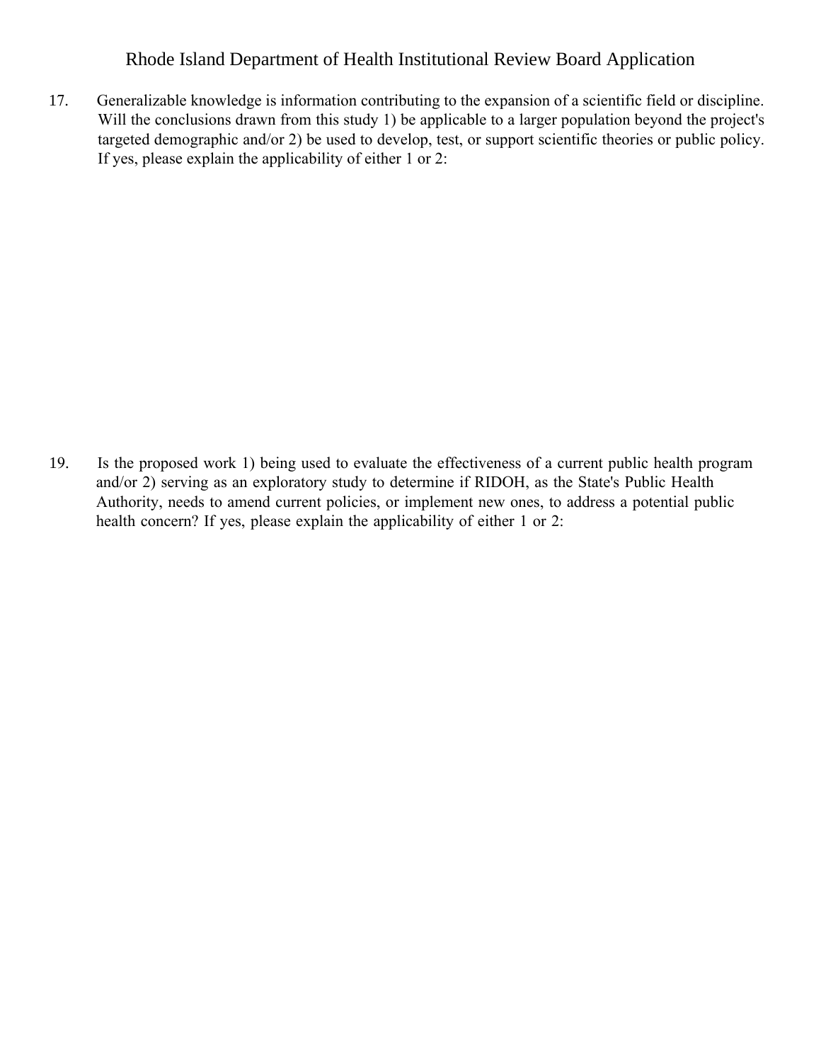17. Generalizable knowledge is information contributing to the expansion of a scientific field or discipline. Will the conclusions drawn from this study 1) be applicable to a larger population beyond the project's targeted demographic and/or 2) be used to develop, test, or support scientific theories or public policy. If yes, please explain the applicability of either 1 or 2:

19. Is the proposed work 1) being used to evaluate the effectiveness of a current public health program and/or 2) serving as an exploratory study to determine if RIDOH, as the State's Public Health Authority, needs to amend current policies, or implement new ones, to address a potential public health concern? If yes, please explain the applicability of either 1 or 2: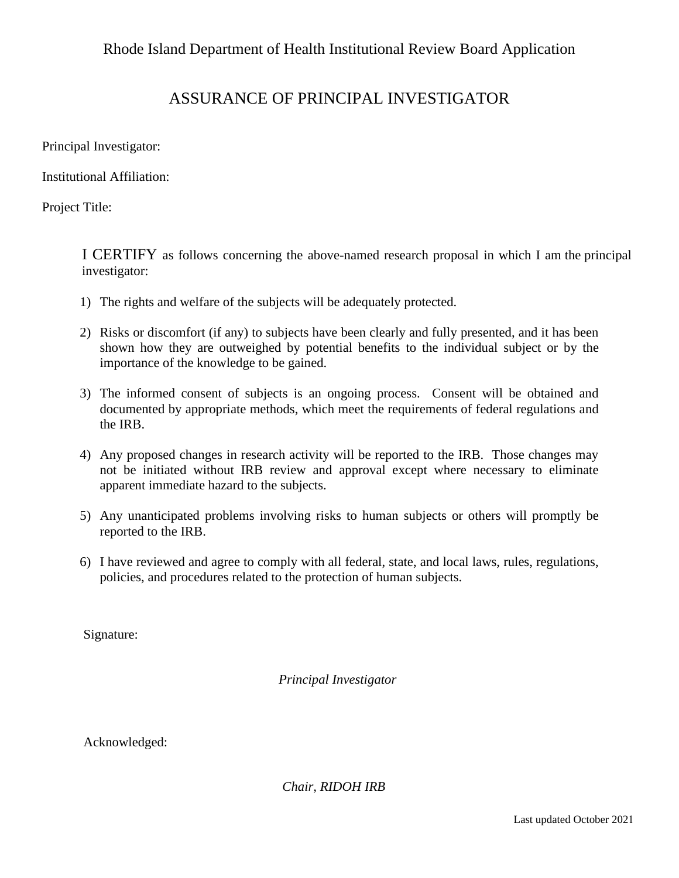Rhode Island Department of Health Institutional Review Board Application

# ASSURANCE OF PRINCIPAL INVESTIGATOR

Principal Investigator:

Institutional Affiliation:

Project Title:

I CERTIFY as follows concerning the above-named research proposal in which I am the principal investigator:

1) The rights and welfare of the subjects will be adequately protected.

2) Risks or discomfort (if any) to subjects have been clearly and fully presented, and it has been shown how they are outweighed by potential benefits to the individual subject or by the importance of the knowledge to be gained.

3) The informed consent of subjects is an ongoing process. Consent will be obtained and documented by appropriate methods, which meet the requirements of federal regulations and the IRB.

4) Any proposed changes in research activity will be reported to the IRB. Those changes may not be initiated without IRB review and approval except where necessary to eliminate apparent immediate hazard to the subjects.

5) Any unanticipated problems involving risks to human subjects or others will promptly be reported to the IRB.

6) I have reviewed and agree to comply with all federal, state, and local laws, rules, regulations, policies, and procedures related to the protection of human subjects.

Signature:

*Principal Investigator*

Acknowledged:

*Chair, RIDOH IRB*

Last updated October 2021